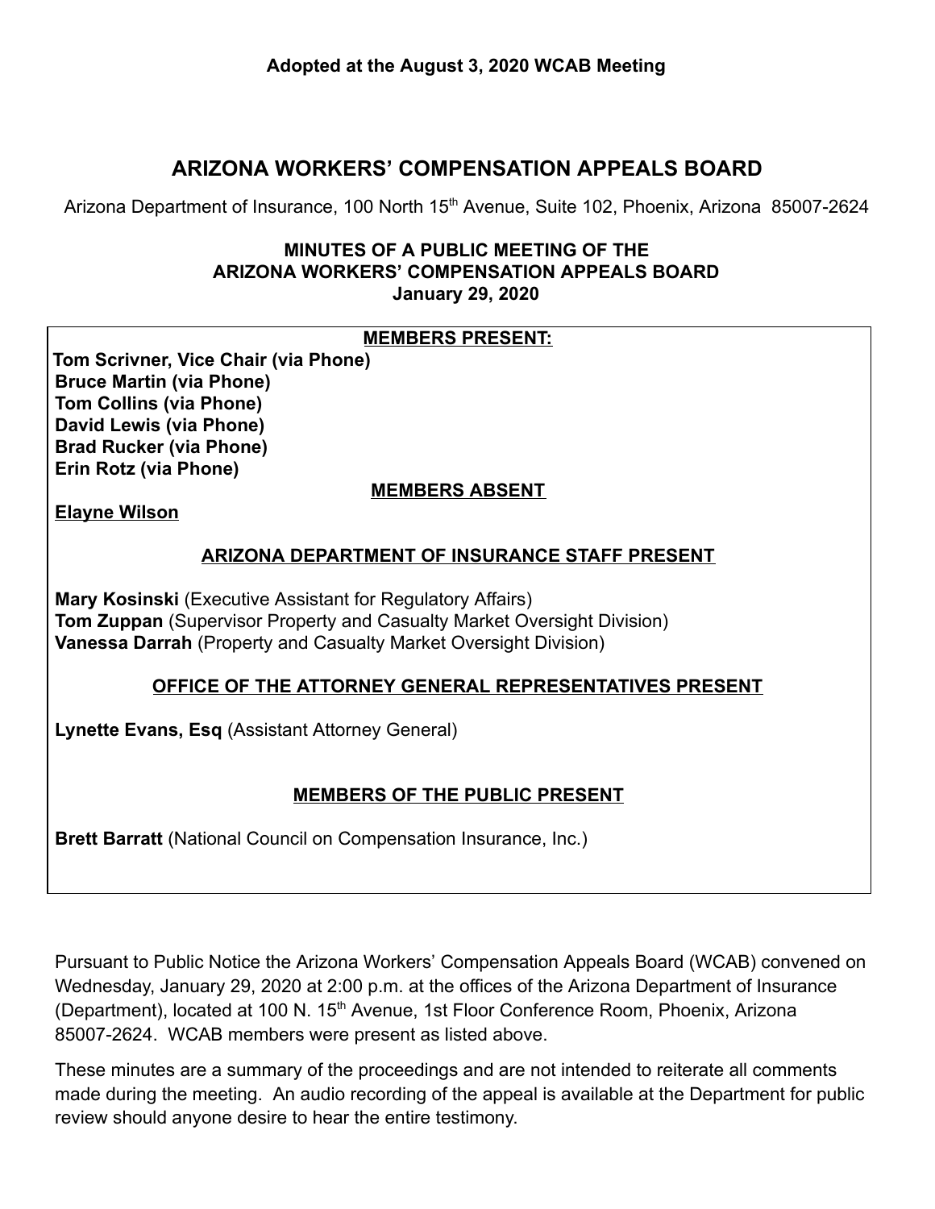**Adopted at the August 3, 2020 WCAB Meeting**

# ARIZONA WORKERS' COMPENSATION APPEALS BOARD

Arizona Department of Insurance, 100 North 15th Avenue, Suite 102, Phoenix, Arizona 85007-2624

## MINUTES OF A PUBLIC MEETING OF THE ARIZONA WORKERS' COMPENSATION APPEALS BOARD January 29, 2020

**MEMBERS PRESENT:**

**Tom Scrivner, Vice Chair (via Phone)**
**Bruce Martin (via Phone)**
**Tom Collins (via Phone)**
**David Lewis (via Phone)**
**Brad Rucker (via Phone)**
**Erin Rotz (via Phone)**

**MEMBERS ABSENT**

**Elayne Wilson**

**ARIZONA DEPARTMENT OF INSURANCE STAFF PRESENT**

**Mary Kosinski** (Executive Assistant for Regulatory Affairs)
**Tom Zuppan** (Supervisor Property and Casualty Market Oversight Division)
**Vanessa Darrah** (Property and Casualty Market Oversight Division)

**OFFICE OF THE ATTORNEY GENERAL REPRESENTATIVES PRESENT**

**Lynette Evans, Esq** (Assistant Attorney General)

**MEMBERS OF THE PUBLIC PRESENT**

**Brett Barratt** (National Council on Compensation Insurance, Inc.)

Pursuant to Public Notice the Arizona Workers' Compensation Appeals Board (WCAB) convened on Wednesday, January 29, 2020 at 2:00 p.m. at the offices of the Arizona Department of Insurance (Department), located at 100 N. 15th Avenue, 1st Floor Conference Room, Phoenix, Arizona 85007-2624. WCAB members were present as listed above.

These minutes are a summary of the proceedings and are not intended to reiterate all comments made during the meeting. An audio recording of the appeal is available at the Department for public review should anyone desire to hear the entire testimony.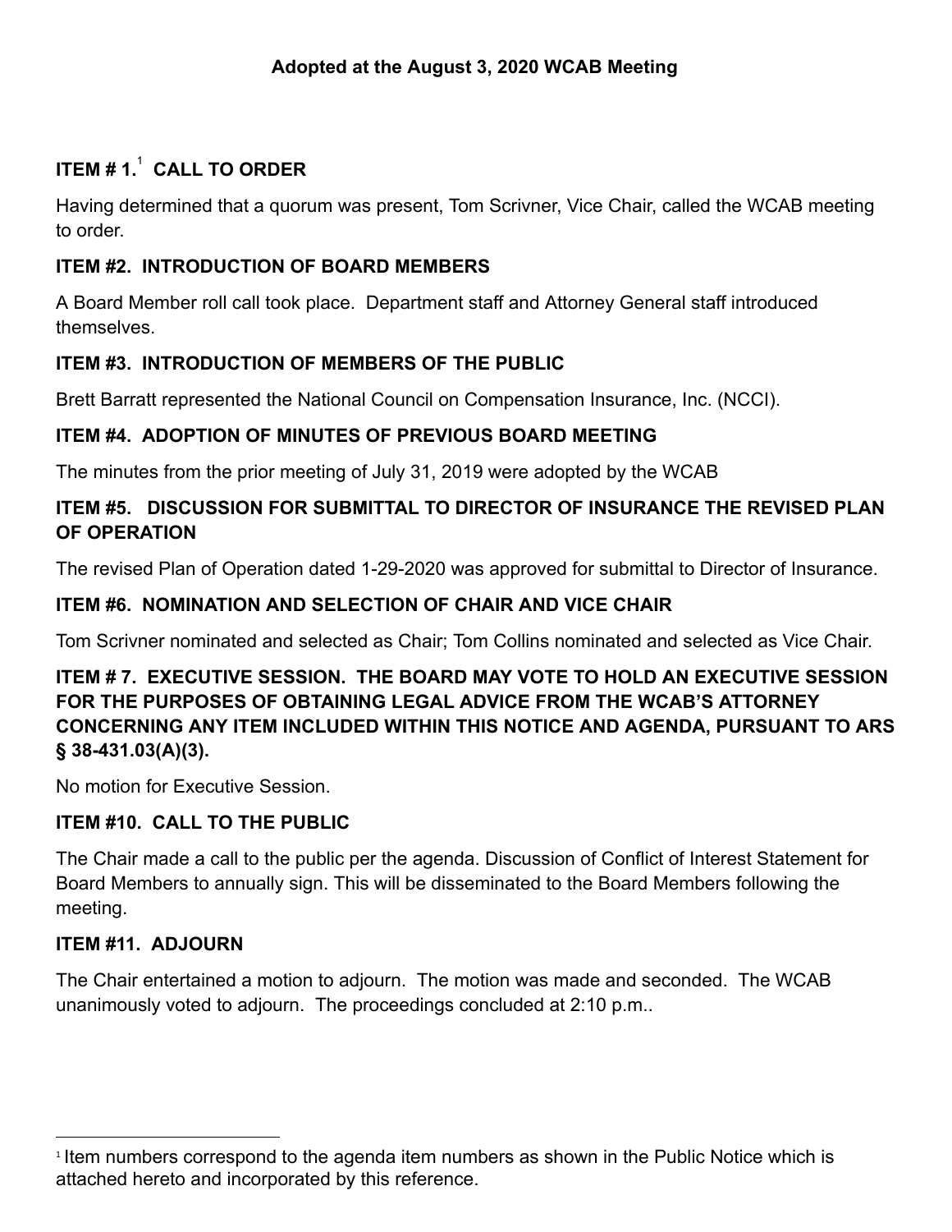**Adopted at the August 3, 2020 WCAB Meeting**

## ITEM # 1.[1] CALL TO ORDER

Having determined that a quorum was present, Tom Scrivner, Vice Chair, called the WCAB meeting to order.

## ITEM #2. INTRODUCTION OF BOARD MEMBERS

A Board Member roll call took place. Department staff and Attorney General staff introduced themselves.

## ITEM #3. INTRODUCTION OF MEMBERS OF THE PUBLIC

Brett Barratt represented the National Council on Compensation Insurance, Inc. (NCCI).

## ITEM #4. ADOPTION OF MINUTES OF PREVIOUS BOARD MEETING

The minutes from the prior meeting of July 31, 2019 were adopted by the WCAB

## ITEM #5. DISCUSSION FOR SUBMITTAL TO DIRECTOR OF INSURANCE THE REVISED PLAN OF OPERATION

The revised Plan of Operation dated 1-29-2020 was approved for submittal to Director of Insurance.

## ITEM #6. NOMINATION AND SELECTION OF CHAIR AND VICE CHAIR

Tom Scrivner nominated and selected as Chair; Tom Collins nominated and selected as Vice Chair.

## ITEM # 7. EXECUTIVE SESSION. THE BOARD MAY VOTE TO HOLD AN EXECUTIVE SESSION FOR THE PURPOSES OF OBTAINING LEGAL ADVICE FROM THE WCAB'S ATTORNEY CONCERNING ANY ITEM INCLUDED WITHIN THIS NOTICE AND AGENDA, PURSUANT TO ARS § 38-431.03(A)(3).

No motion for Executive Session.

## ITEM #10. CALL TO THE PUBLIC

The Chair made a call to the public per the agenda. Discussion of Conflict of Interest Statement for Board Members to annually sign. This will be disseminated to the Board Members following the meeting.

## ITEM #11. ADJOURN

The Chair entertained a motion to adjourn. The motion was made and seconded. The WCAB unanimously voted to adjourn. The proceedings concluded at 2:10 p.m..

---

[1] Item numbers correspond to the agenda item numbers as shown in the Public Notice which is attached hereto and incorporated by this reference.